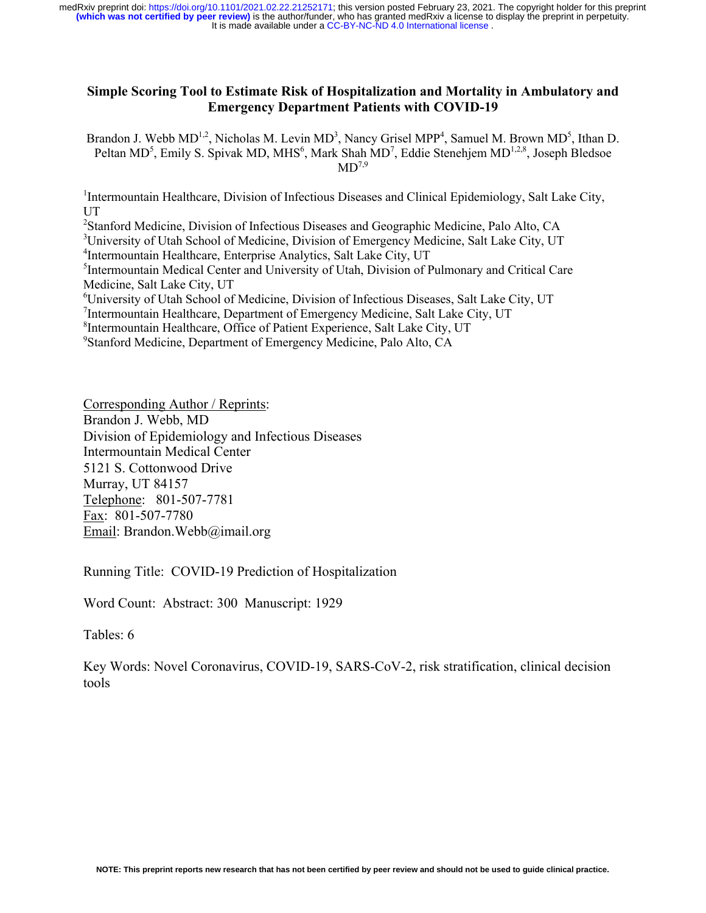# Simple Scoring Tool to Estimate Risk of Hospitalization and Mortality in Ambulatory and Emergency Department Patients with COVID-19

Brandon J. Webb MD[1,2], Nicholas M. Levin MD[3], Nancy Grisel MPP[4], Samuel M. Brown MD[5], Ithan D. Peltan MD[5], Emily S. Spivak MD, MHS[6], Mark Shah MD[7], Eddie Stenehjem MD[1,2,8], Joseph Bledsoe MD[7,9]

[1]Intermountain Healthcare, Division of Infectious Diseases and Clinical Epidemiology, Salt Lake City, UT

[2]Stanford Medicine, Division of Infectious Diseases and Geographic Medicine, Palo Alto, CA

[3]University of Utah School of Medicine, Division of Emergency Medicine, Salt Lake City, UT

[4]Intermountain Healthcare, Enterprise Analytics, Salt Lake City, UT

[5]Intermountain Medical Center and University of Utah, Division of Pulmonary and Critical Care Medicine, Salt Lake City, UT

[6]University of Utah School of Medicine, Division of Infectious Diseases, Salt Lake City, UT

[7]Intermountain Healthcare, Department of Emergency Medicine, Salt Lake City, UT

[8]Intermountain Healthcare, Office of Patient Experience, Salt Lake City, UT

[9]Stanford Medicine, Department of Emergency Medicine, Palo Alto, CA

Corresponding Author / Reprints:
Brandon J. Webb, MD
Division of Epidemiology and Infectious Diseases
Intermountain Medical Center
5121 S. Cottonwood Drive
Murray, UT 84157
Telephone: 801-507-7781
Fax: 801-507-7780
Email: Brandon.Webb@imail.org

Running Title: COVID-19 Prediction of Hospitalization

Word Count: Abstract: 300 Manuscript: 1929

Tables: 6

Key Words: Novel Coronavirus, COVID-19, SARS-CoV-2, risk stratification, clinical decision tools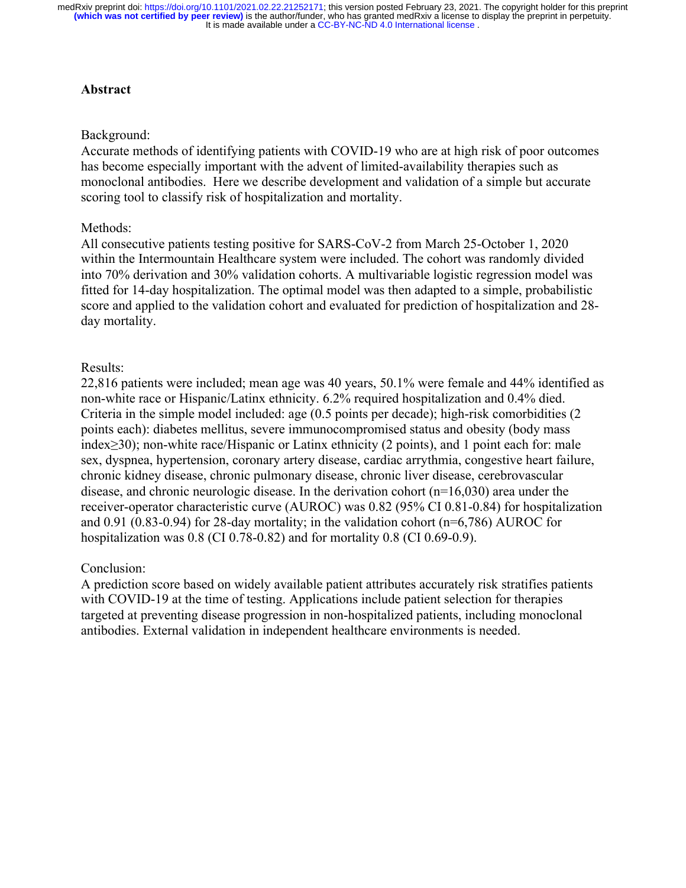## Abstract

Background:
Accurate methods of identifying patients with COVID-19 who are at high risk of poor outcomes has become especially important with the advent of limited-availability therapies such as monoclonal antibodies. Here we describe development and validation of a simple but accurate scoring tool to classify risk of hospitalization and mortality.

Methods:
All consecutive patients testing positive for SARS-CoV-2 from March 25-October 1, 2020 within the Intermountain Healthcare system were included. The cohort was randomly divided into 70% derivation and 30% validation cohorts. A multivariable logistic regression model was fitted for 14-day hospitalization. The optimal model was then adapted to a simple, probabilistic score and applied to the validation cohort and evaluated for prediction of hospitalization and 28-day mortality.

Results:
22,816 patients were included; mean age was 40 years, 50.1% were female and 44% identified as non-white race or Hispanic/Latinx ethnicity. 6.2% required hospitalization and 0.4% died. Criteria in the simple model included: age (0.5 points per decade); high-risk comorbidities (2 points each): diabetes mellitus, severe immunocompromised status and obesity (body mass index≥30); non-white race/Hispanic or Latinx ethnicity (2 points), and 1 point each for: male sex, dyspnea, hypertension, coronary artery disease, cardiac arrythmia, congestive heart failure, chronic kidney disease, chronic pulmonary disease, chronic liver disease, cerebrovascular disease, and chronic neurologic disease. In the derivation cohort (n=16,030) area under the receiver-operator characteristic curve (AUROC) was 0.82 (95% CI 0.81-0.84) for hospitalization and 0.91 (0.83-0.94) for 28-day mortality; in the validation cohort (n=6,786) AUROC for hospitalization was 0.8 (CI 0.78-0.82) and for mortality 0.8 (CI 0.69-0.9).

Conclusion:
A prediction score based on widely available patient attributes accurately risk stratifies patients with COVID-19 at the time of testing. Applications include patient selection for therapies targeted at preventing disease progression in non-hospitalized patients, including monoclonal antibodies. External validation in independent healthcare environments is needed.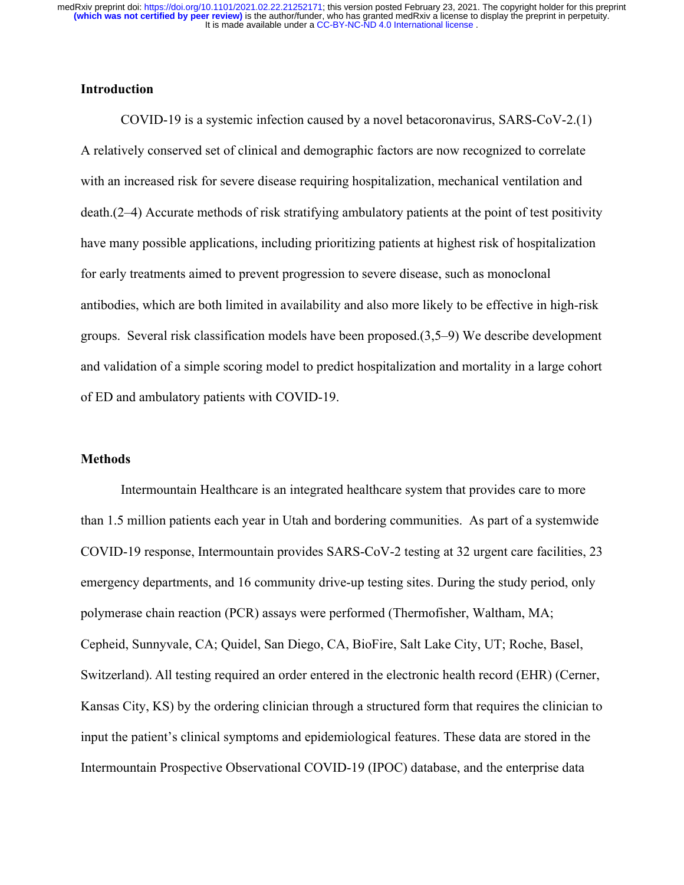## Introduction

COVID-19 is a systemic infection caused by a novel betacoronavirus, SARS-CoV-2.(1) A relatively conserved set of clinical and demographic factors are now recognized to correlate with an increased risk for severe disease requiring hospitalization, mechanical ventilation and death.(2–4) Accurate methods of risk stratifying ambulatory patients at the point of test positivity have many possible applications, including prioritizing patients at highest risk of hospitalization for early treatments aimed to prevent progression to severe disease, such as monoclonal antibodies, which are both limited in availability and also more likely to be effective in high-risk groups. Several risk classification models have been proposed.(3,5–9) We describe development and validation of a simple scoring model to predict hospitalization and mortality in a large cohort of ED and ambulatory patients with COVID-19.

## Methods

Intermountain Healthcare is an integrated healthcare system that provides care to more than 1.5 million patients each year in Utah and bordering communities. As part of a systemwide COVID-19 response, Intermountain provides SARS-CoV-2 testing at 32 urgent care facilities, 23 emergency departments, and 16 community drive-up testing sites. During the study period, only polymerase chain reaction (PCR) assays were performed (Thermofisher, Waltham, MA; Cepheid, Sunnyvale, CA; Quidel, San Diego, CA, BioFire, Salt Lake City, UT; Roche, Basel, Switzerland). All testing required an order entered in the electronic health record (EHR) (Cerner, Kansas City, KS) by the ordering clinician through a structured form that requires the clinician to input the patient's clinical symptoms and epidemiological features. These data are stored in the Intermountain Prospective Observational COVID-19 (IPOC) database, and the enterprise data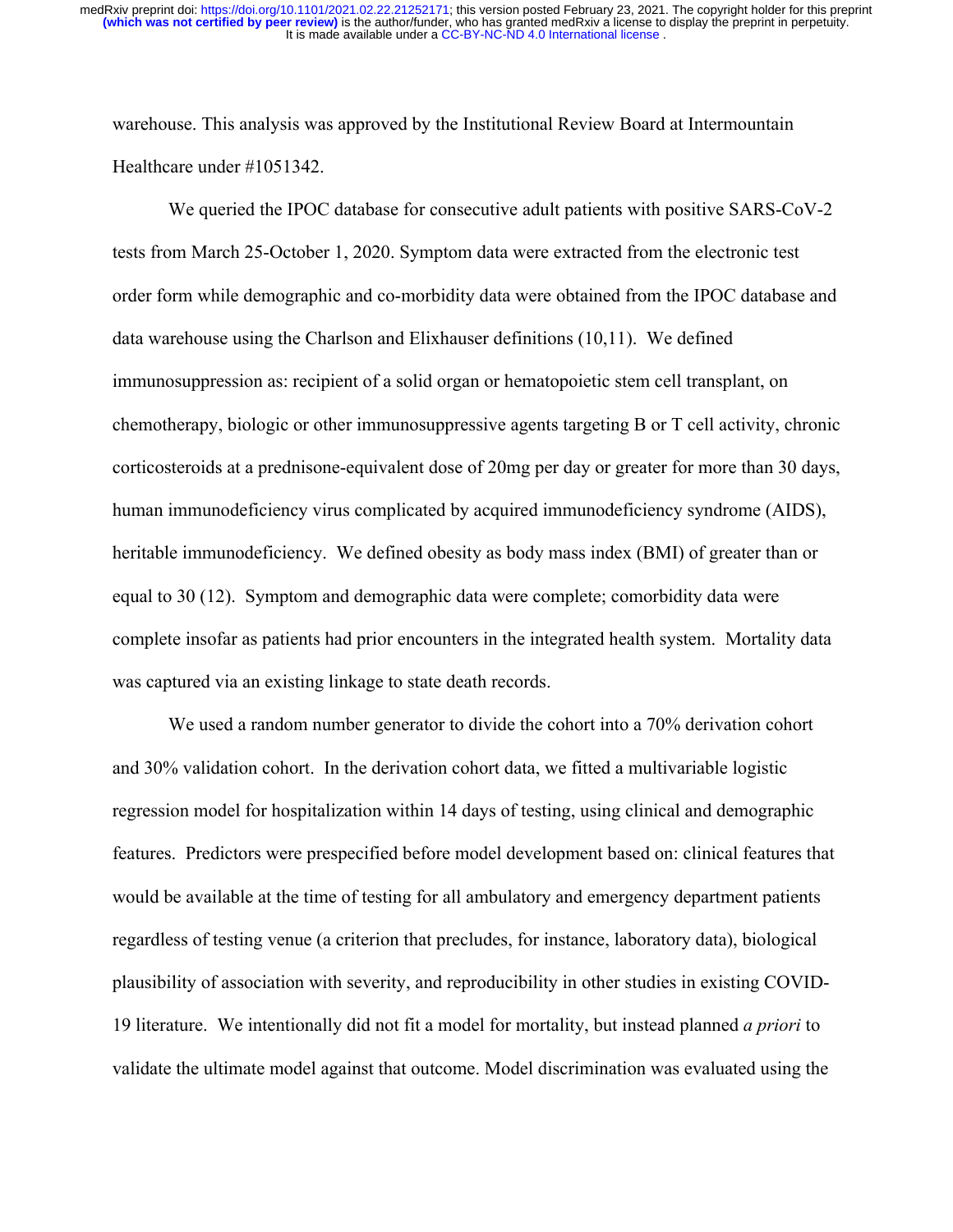warehouse. This analysis was approved by the Institutional Review Board at Intermountain Healthcare under #1051342.

We queried the IPOC database for consecutive adult patients with positive SARS-CoV-2 tests from March 25-October 1, 2020. Symptom data were extracted from the electronic test order form while demographic and co-morbidity data were obtained from the IPOC database and data warehouse using the Charlson and Elixhauser definitions (10,11). We defined immunosuppression as: recipient of a solid organ or hematopoietic stem cell transplant, on chemotherapy, biologic or other immunosuppressive agents targeting B or T cell activity, chronic corticosteroids at a prednisone-equivalent dose of 20mg per day or greater for more than 30 days, human immunodeficiency virus complicated by acquired immunodeficiency syndrome (AIDS), heritable immunodeficiency. We defined obesity as body mass index (BMI) of greater than or equal to 30 (12). Symptom and demographic data were complete; comorbidity data were complete insofar as patients had prior encounters in the integrated health system. Mortality data was captured via an existing linkage to state death records.

We used a random number generator to divide the cohort into a 70% derivation cohort and 30% validation cohort. In the derivation cohort data, we fitted a multivariable logistic regression model for hospitalization within 14 days of testing, using clinical and demographic features. Predictors were prespecified before model development based on: clinical features that would be available at the time of testing for all ambulatory and emergency department patients regardless of testing venue (a criterion that precludes, for instance, laboratory data), biological plausibility of association with severity, and reproducibility in other studies in existing COVID-19 literature. We intentionally did not fit a model for mortality, but instead planned *a priori* to validate the ultimate model against that outcome. Model discrimination was evaluated using the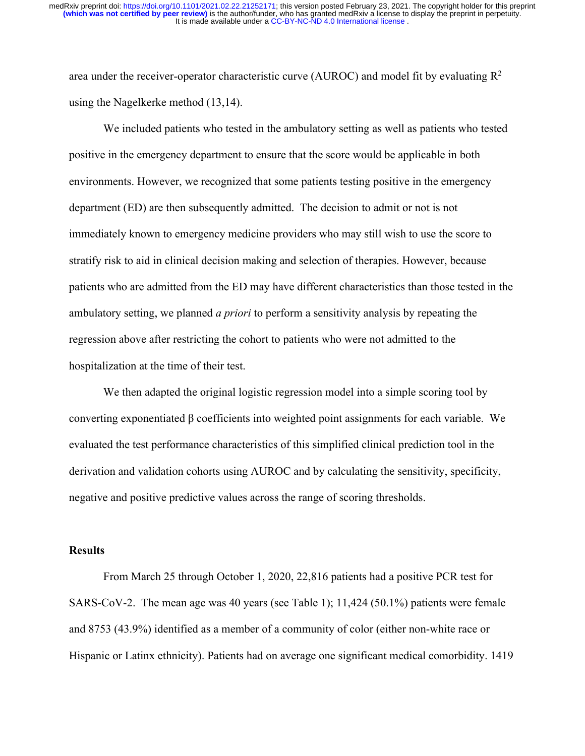area under the receiver-operator characteristic curve (AUROC) and model fit by evaluating $R^2$ using the Nagelkerke method (13,14).

We included patients who tested in the ambulatory setting as well as patients who tested positive in the emergency department to ensure that the score would be applicable in both environments. However, we recognized that some patients testing positive in the emergency department (ED) are then subsequently admitted. The decision to admit or not is not immediately known to emergency medicine providers who may still wish to use the score to stratify risk to aid in clinical decision making and selection of therapies. However, because patients who are admitted from the ED may have different characteristics than those tested in the ambulatory setting, we planned *a priori* to perform a sensitivity analysis by repeating the regression above after restricting the cohort to patients who were not admitted to the hospitalization at the time of their test.

We then adapted the original logistic regression model into a simple scoring tool by converting exponentiated β coefficients into weighted point assignments for each variable. We evaluated the test performance characteristics of this simplified clinical prediction tool in the derivation and validation cohorts using AUROC and by calculating the sensitivity, specificity, negative and positive predictive values across the range of scoring thresholds.

## Results

From March 25 through October 1, 2020, 22,816 patients had a positive PCR test for SARS-CoV-2. The mean age was 40 years (see Table 1); 11,424 (50.1%) patients were female and 8753 (43.9%) identified as a member of a community of color (either non-white race or Hispanic or Latinx ethnicity). Patients had on average one significant medical comorbidity. 1419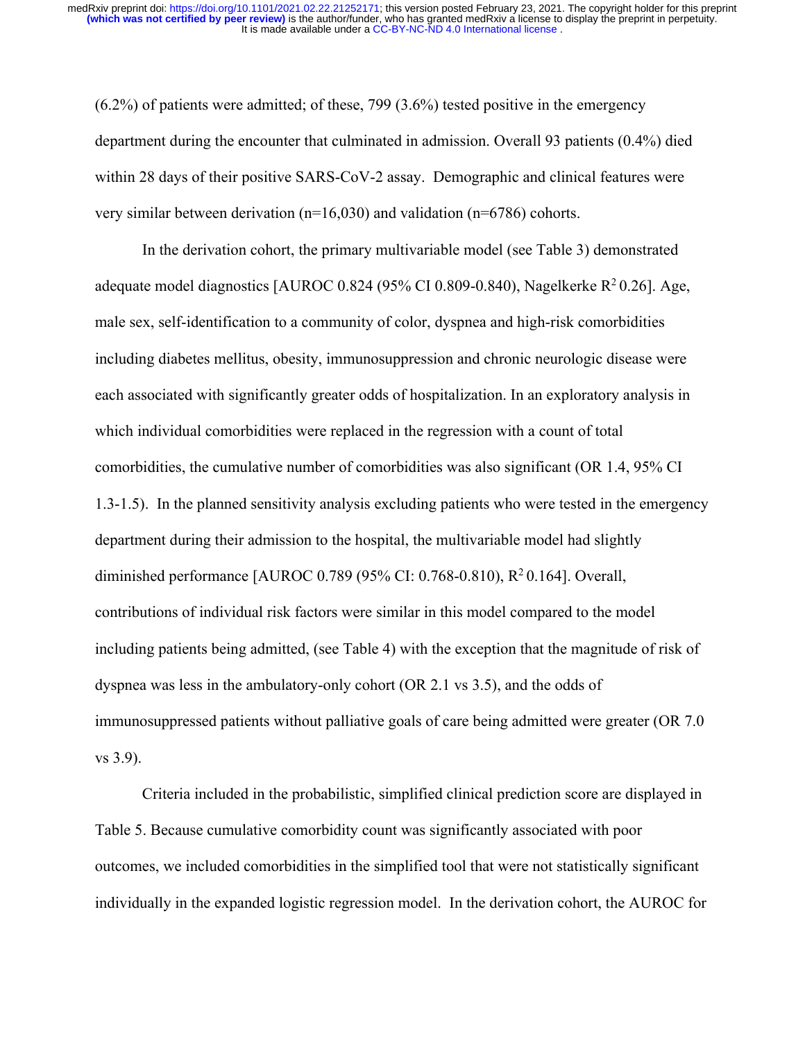(6.2%) of patients were admitted; of these, 799 (3.6%) tested positive in the emergency department during the encounter that culminated in admission. Overall 93 patients (0.4%) died within 28 days of their positive SARS-CoV-2 assay. Demographic and clinical features were very similar between derivation (n=16,030) and validation (n=6786) cohorts.

In the derivation cohort, the primary multivariable model (see Table 3) demonstrated adequate model diagnostics [AUROC 0.824 (95% CI 0.809-0.840), Nagelkerke $R^2$ 0.26]. Age, male sex, self-identification to a community of color, dyspnea and high-risk comorbidities including diabetes mellitus, obesity, immunosuppression and chronic neurologic disease were each associated with significantly greater odds of hospitalization. In an exploratory analysis in which individual comorbidities were replaced in the regression with a count of total comorbidities, the cumulative number of comorbidities was also significant (OR 1.4, 95% CI 1.3-1.5). In the planned sensitivity analysis excluding patients who were tested in the emergency department during their admission to the hospital, the multivariable model had slightly diminished performance [AUROC 0.789 (95% CI: 0.768-0.810), $R^2$ 0.164]. Overall, contributions of individual risk factors were similar in this model compared to the model including patients being admitted, (see Table 4) with the exception that the magnitude of risk of dyspnea was less in the ambulatory-only cohort (OR 2.1 vs 3.5), and the odds of immunosuppressed patients without palliative goals of care being admitted were greater (OR 7.0 vs 3.9).

Criteria included in the probabilistic, simplified clinical prediction score are displayed in Table 5. Because cumulative comorbidity count was significantly associated with poor outcomes, we included comorbidities in the simplified tool that were not statistically significant individually in the expanded logistic regression model. In the derivation cohort, the AUROC for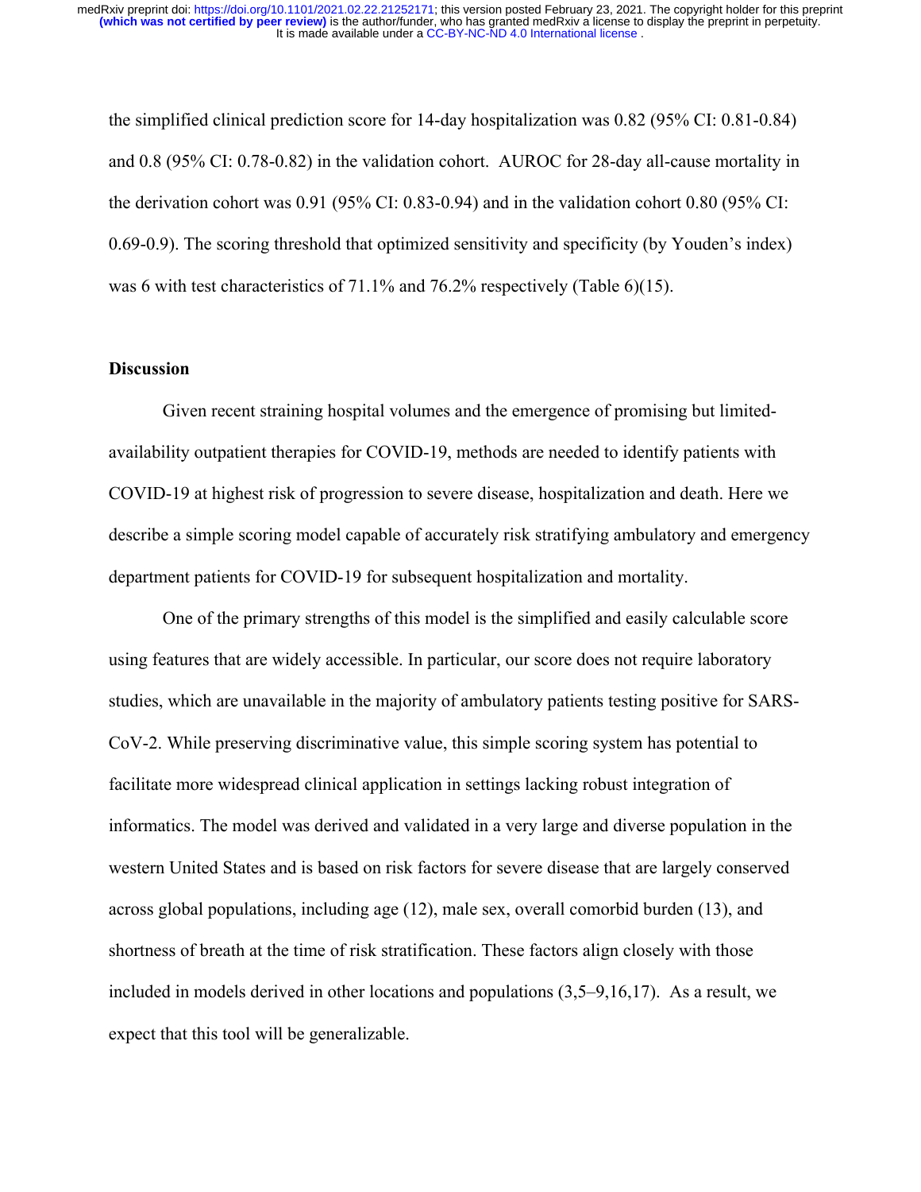the simplified clinical prediction score for 14-day hospitalization was 0.82 (95% CI: 0.81-0.84) and 0.8 (95% CI: 0.78-0.82) in the validation cohort. AUROC for 28-day all-cause mortality in the derivation cohort was 0.91 (95% CI: 0.83-0.94) and in the validation cohort 0.80 (95% CI: 0.69-0.9). The scoring threshold that optimized sensitivity and specificity (by Youden's index) was 6 with test characteristics of 71.1% and 76.2% respectively (Table 6)(15).

## Discussion

Given recent straining hospital volumes and the emergence of promising but limited-availability outpatient therapies for COVID-19, methods are needed to identify patients with COVID-19 at highest risk of progression to severe disease, hospitalization and death. Here we describe a simple scoring model capable of accurately risk stratifying ambulatory and emergency department patients for COVID-19 for subsequent hospitalization and mortality.

One of the primary strengths of this model is the simplified and easily calculable score using features that are widely accessible. In particular, our score does not require laboratory studies, which are unavailable in the majority of ambulatory patients testing positive for SARS-CoV-2. While preserving discriminative value, this simple scoring system has potential to facilitate more widespread clinical application in settings lacking robust integration of informatics. The model was derived and validated in a very large and diverse population in the western United States and is based on risk factors for severe disease that are largely conserved across global populations, including age (12), male sex, overall comorbid burden (13), and shortness of breath at the time of risk stratification. These factors align closely with those included in models derived in other locations and populations (3,5–9,16,17). As a result, we expect that this tool will be generalizable.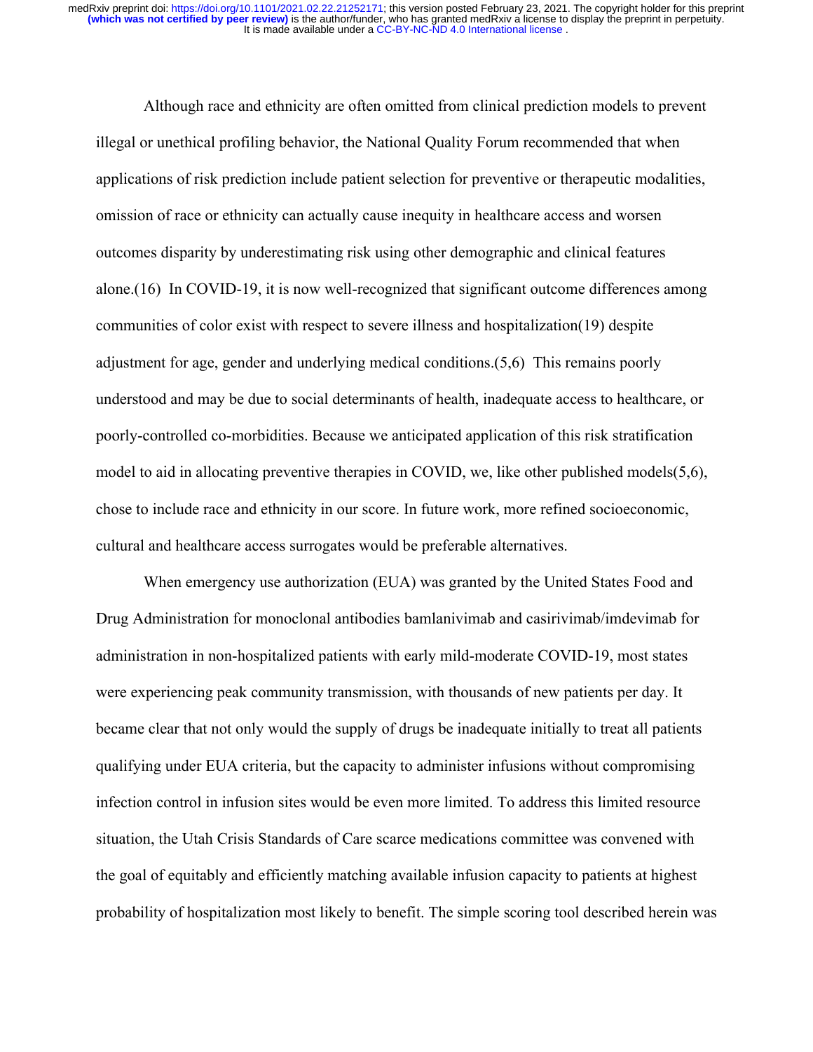Although race and ethnicity are often omitted from clinical prediction models to prevent illegal or unethical profiling behavior, the National Quality Forum recommended that when applications of risk prediction include patient selection for preventive or therapeutic modalities, omission of race or ethnicity can actually cause inequity in healthcare access and worsen outcomes disparity by underestimating risk using other demographic and clinical features alone.(16) In COVID-19, it is now well-recognized that significant outcome differences among communities of color exist with respect to severe illness and hospitalization(19) despite adjustment for age, gender and underlying medical conditions.(5,6) This remains poorly understood and may be due to social determinants of health, inadequate access to healthcare, or poorly-controlled co-morbidities. Because we anticipated application of this risk stratification model to aid in allocating preventive therapies in COVID, we, like other published models(5,6), chose to include race and ethnicity in our score. In future work, more refined socioeconomic, cultural and healthcare access surrogates would be preferable alternatives.

When emergency use authorization (EUA) was granted by the United States Food and Drug Administration for monoclonal antibodies bamlanivimab and casirivimab/imdevimab for administration in non-hospitalized patients with early mild-moderate COVID-19, most states were experiencing peak community transmission, with thousands of new patients per day. It became clear that not only would the supply of drugs be inadequate initially to treat all patients qualifying under EUA criteria, but the capacity to administer infusions without compromising infection control in infusion sites would be even more limited. To address this limited resource situation, the Utah Crisis Standards of Care scarce medications committee was convened with the goal of equitably and efficiently matching available infusion capacity to patients at highest probability of hospitalization most likely to benefit. The simple scoring tool described herein was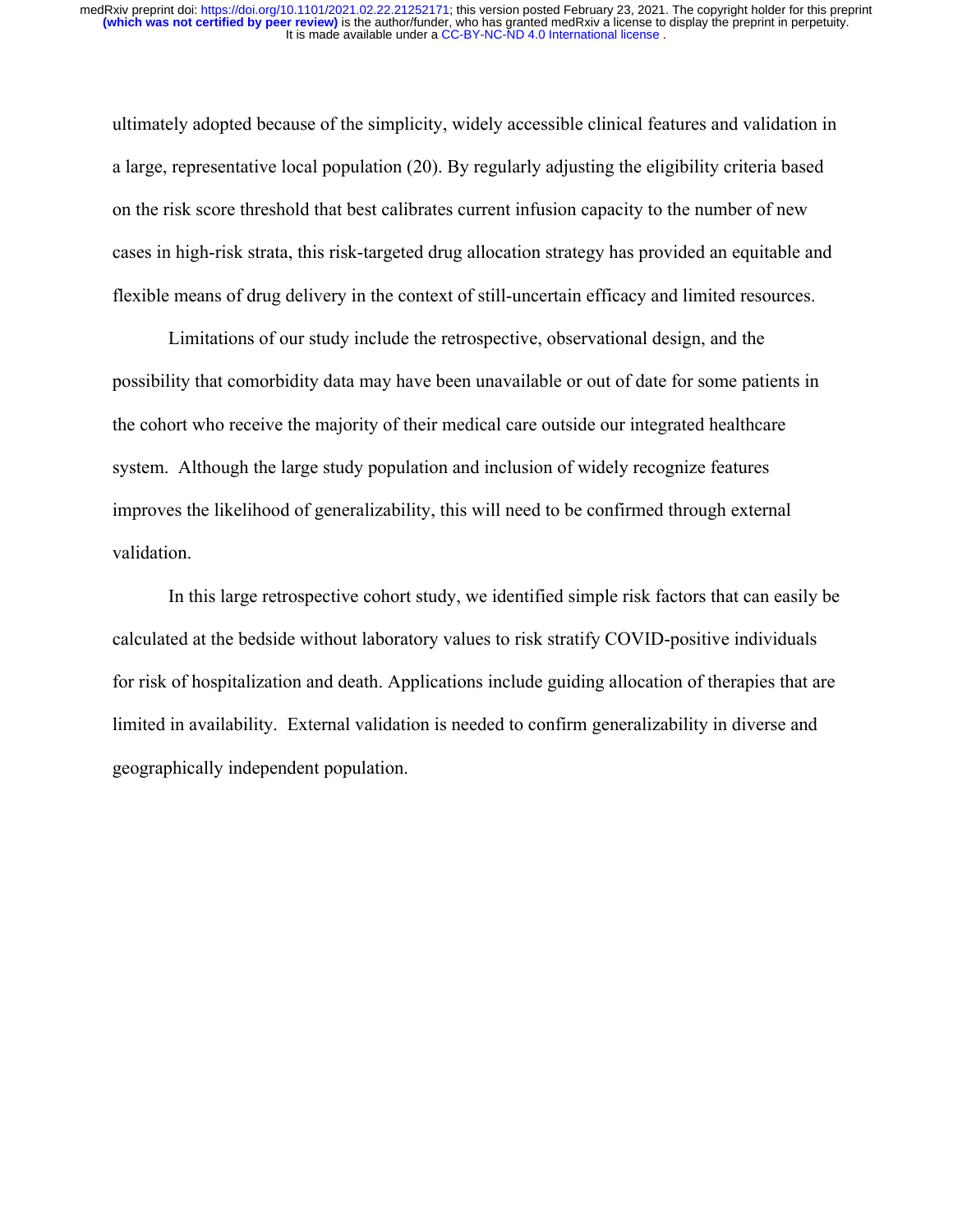ultimately adopted because of the simplicity, widely accessible clinical features and validation in a large, representative local population (20). By regularly adjusting the eligibility criteria based on the risk score threshold that best calibrates current infusion capacity to the number of new cases in high-risk strata, this risk-targeted drug allocation strategy has provided an equitable and flexible means of drug delivery in the context of still-uncertain efficacy and limited resources.

Limitations of our study include the retrospective, observational design, and the possibility that comorbidity data may have been unavailable or out of date for some patients in the cohort who receive the majority of their medical care outside our integrated healthcare system. Although the large study population and inclusion of widely recognize features improves the likelihood of generalizability, this will need to be confirmed through external validation.

In this large retrospective cohort study, we identified simple risk factors that can easily be calculated at the bedside without laboratory values to risk stratify COVID-positive individuals for risk of hospitalization and death. Applications include guiding allocation of therapies that are limited in availability. External validation is needed to confirm generalizability in diverse and geographically independent population.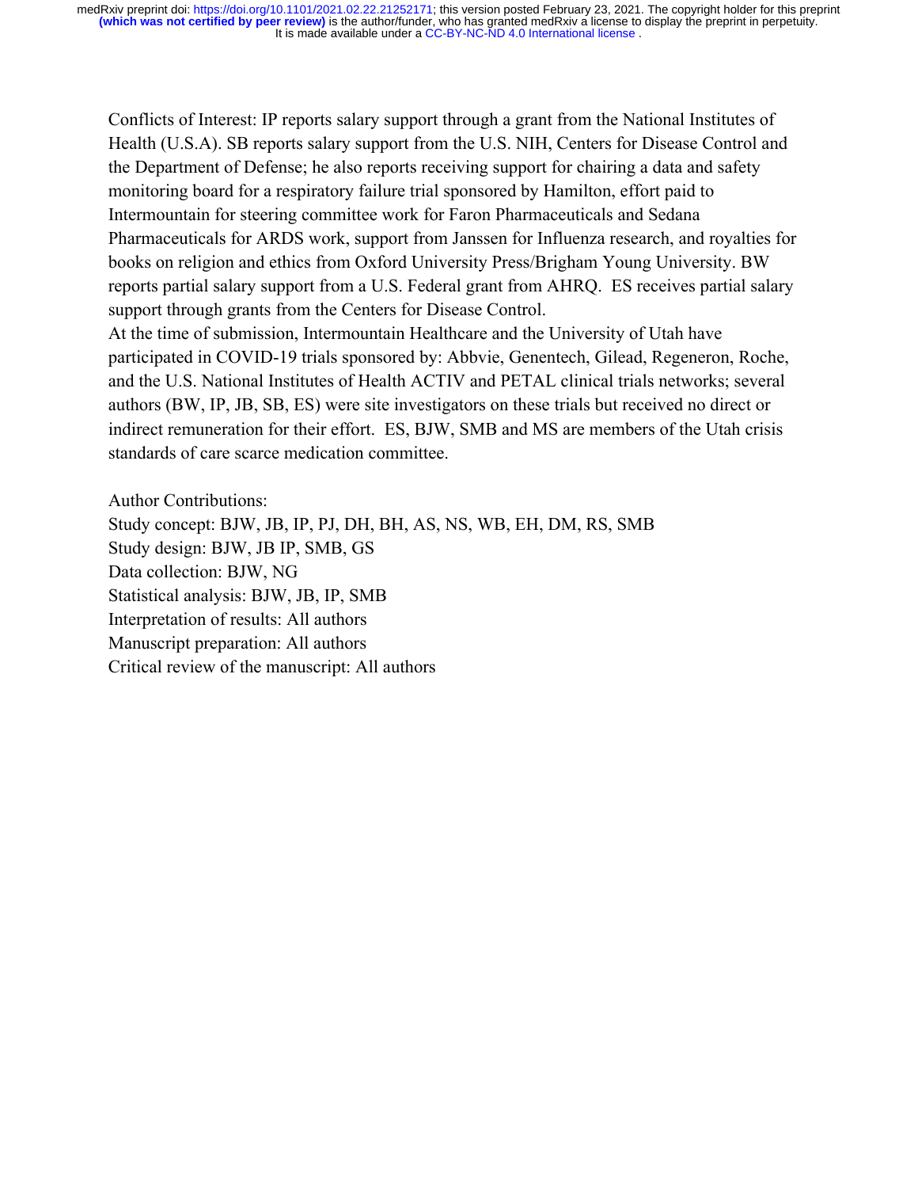Conflicts of Interest: IP reports salary support through a grant from the National Institutes of Health (U.S.A). SB reports salary support from the U.S. NIH, Centers for Disease Control and the Department of Defense; he also reports receiving support for chairing a data and safety monitoring board for a respiratory failure trial sponsored by Hamilton, effort paid to Intermountain for steering committee work for Faron Pharmaceuticals and Sedana Pharmaceuticals for ARDS work, support from Janssen for Influenza research, and royalties for books on religion and ethics from Oxford University Press/Brigham Young University. BW reports partial salary support from a U.S. Federal grant from AHRQ. ES receives partial salary support through grants from the Centers for Disease Control.

At the time of submission, Intermountain Healthcare and the University of Utah have participated in COVID-19 trials sponsored by: Abbvie, Genentech, Gilead, Regeneron, Roche, and the U.S. National Institutes of Health ACTIV and PETAL clinical trials networks; several authors (BW, IP, JB, SB, ES) were site investigators on these trials but received no direct or indirect remuneration for their effort. ES, BJW, SMB and MS are members of the Utah crisis standards of care scarce medication committee.

Author Contributions:

Study concept: BJW, JB, IP, PJ, DH, BH, AS, NS, WB, EH, DM, RS, SMB

Study design: BJW, JB IP, SMB, GS

Data collection: BJW, NG

Statistical analysis: BJW, JB, IP, SMB

Interpretation of results: All authors

Manuscript preparation: All authors

Critical review of the manuscript: All authors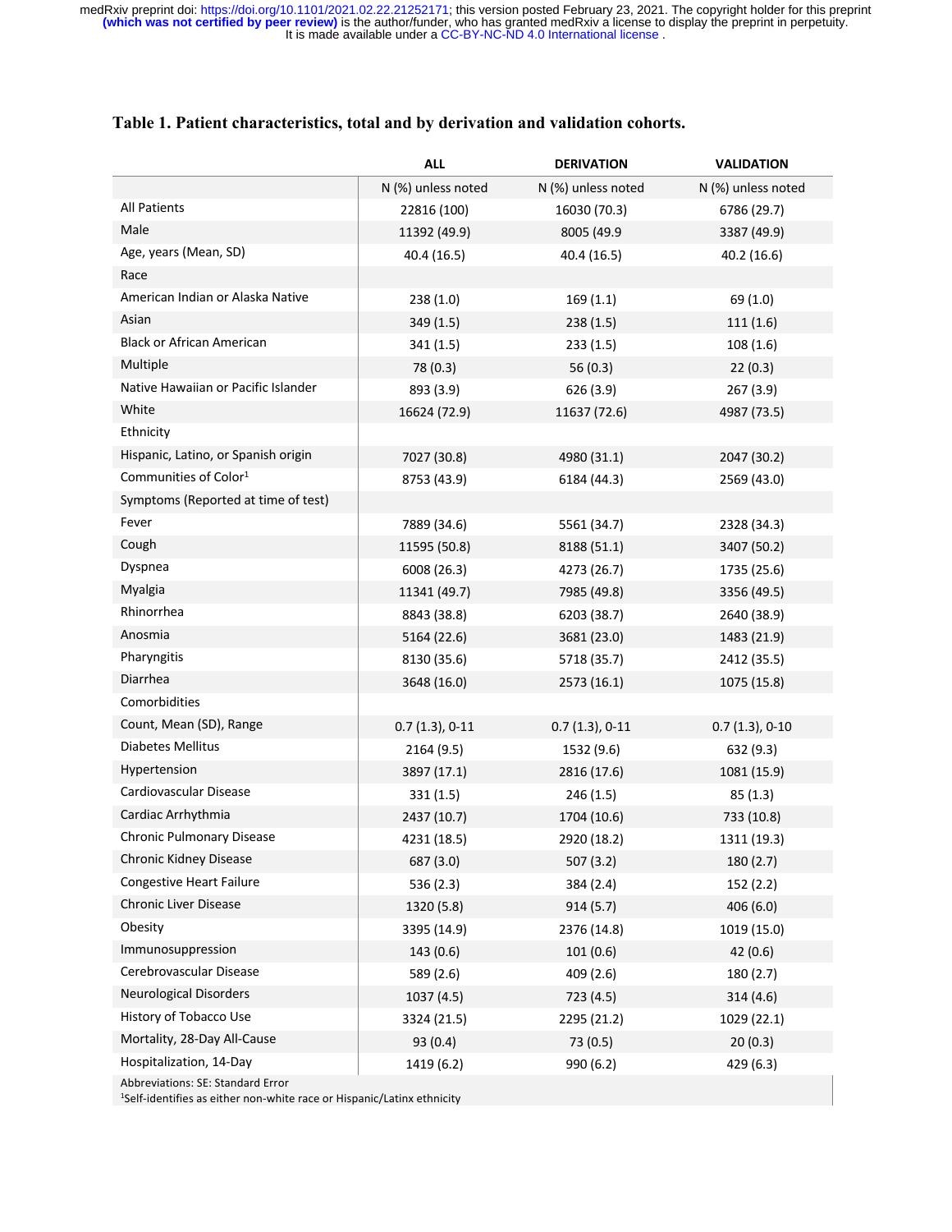**Table 1. Patient characteristics, total and by derivation and validation cohorts.**

| | ALL | DERIVATION | VALIDATION |
|---|---|---|---|
| | N (%) unless noted | N (%) unless noted | N (%) unless noted |
| All Patients | 22816 (100) | 16030 (70.3) | 6786 (29.7) |
| Male | 11392 (49.9) | 8005 (49.9 | 3387 (49.9) |
| Age, years (Mean, SD) | 40.4 (16.5) | 40.4 (16.5) | 40.2 (16.6) |
| Race | | | |
| American Indian or Alaska Native | 238 (1.0) | 169 (1.1) | 69 (1.0) |
| Asian | 349 (1.5) | 238 (1.5) | 111 (1.6) |
| Black or African American | 341 (1.5) | 233 (1.5) | 108 (1.6) |
| Multiple | 78 (0.3) | 56 (0.3) | 22 (0.3) |
| Native Hawaiian or Pacific Islander | 893 (3.9) | 626 (3.9) | 267 (3.9) |
| White | 16624 (72.9) | 11637 (72.6) | 4987 (73.5) |
| Ethnicity | | | |
| Hispanic, Latino, or Spanish origin | 7027 (30.8) | 4980 (31.1) | 2047 (30.2) |
| Communities of Color[1] | 8753 (43.9) | 6184 (44.3) | 2569 (43.0) |
| Symptoms (Reported at time of test) | | | |
| Fever | 7889 (34.6) | 5561 (34.7) | 2328 (34.3) |
| Cough | 11595 (50.8) | 8188 (51.1) | 3407 (50.2) |
| Dyspnea | 6008 (26.3) | 4273 (26.7) | 1735 (25.6) |
| Myalgia | 11341 (49.7) | 7985 (49.8) | 3356 (49.5) |
| Rhinorrhea | 8843 (38.8) | 6203 (38.7) | 2640 (38.9) |
| Anosmia | 5164 (22.6) | 3681 (23.0) | 1483 (21.9) |
| Pharyngitis | 8130 (35.6) | 5718 (35.7) | 2412 (35.5) |
| Diarrhea | 3648 (16.0) | 2573 (16.1) | 1075 (15.8) |
| Comorbidities | | | |
| Count, Mean (SD), Range | 0.7 (1.3), 0-11 | 0.7 (1.3), 0-11 | 0.7 (1.3), 0-10 |
| Diabetes Mellitus | 2164 (9.5) | 1532 (9.6) | 632 (9.3) |
| Hypertension | 3897 (17.1) | 2816 (17.6) | 1081 (15.9) |
| Cardiovascular Disease | 331 (1.5) | 246 (1.5) | 85 (1.3) |
| Cardiac Arrhythmia | 2437 (10.7) | 1704 (10.6) | 733 (10.8) |
| Chronic Pulmonary Disease | 4231 (18.5) | 2920 (18.2) | 1311 (19.3) |
| Chronic Kidney Disease | 687 (3.0) | 507 (3.2) | 180 (2.7) |
| Congestive Heart Failure | 536 (2.3) | 384 (2.4) | 152 (2.2) |
| Chronic Liver Disease | 1320 (5.8) | 914 (5.7) | 406 (6.0) |
| Obesity | 3395 (14.9) | 2376 (14.8) | 1019 (15.0) |
| Immunosuppression | 143 (0.6) | 101 (0.6) | 42 (0.6) |
| Cerebrovascular Disease | 589 (2.6) | 409 (2.6) | 180 (2.7) |
| Neurological Disorders | 1037 (4.5) | 723 (4.5) | 314 (4.6) |
| History of Tobacco Use | 3324 (21.5) | 2295 (21.2) | 1029 (22.1) |
| Mortality, 28-Day All-Cause | 93 (0.4) | 73 (0.5) | 20 (0.3) |
| Hospitalization, 14-Day | 1419 (6.2) | 990 (6.2) | 429 (6.3) |

Abbreviations: SE: Standard Error
[1]Self-identifies as either non-white race or Hispanic/Latinx ethnicity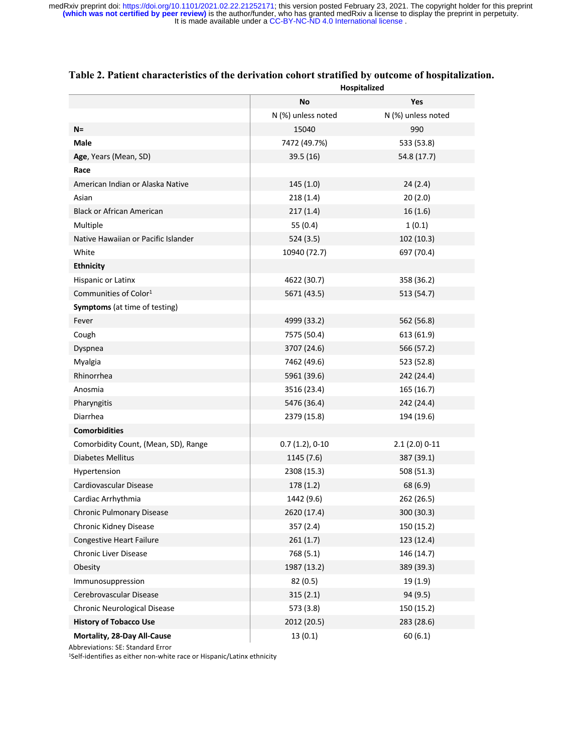**Table 2. Patient characteristics of the derivation cohort stratified by outcome of hospitalization.**

| | Hospitalized | |
|---|---|---|
| | **No** | **Yes** |
| | N (%) unless noted | N (%) unless noted |
| **N=** | 15040 | 990 |
| **Male** | 7472 (49.7%) | 533 (53.8) |
| **Age**, Years (Mean, SD) | 39.5 (16) | 54.8 (17.7) |
| **Race** | | |
| American Indian or Alaska Native | 145 (1.0) | 24 (2.4) |
| Asian | 218 (1.4) | 20 (2.0) |
| Black or African American | 217 (1.4) | 16 (1.6) |
| Multiple | 55 (0.4) | 1 (0.1) |
| Native Hawaiian or Pacific Islander | 524 (3.5) | 102 (10.3) |
| White | 10940 (72.7) | 697 (70.4) |
| **Ethnicity** | | |
| Hispanic or Latinx | 4622 (30.7) | 358 (36.2) |
| Communities of Color[1] | 5671 (43.5) | 513 (54.7) |
| **Symptoms** (at time of testing) | | |
| Fever | 4999 (33.2) | 562 (56.8) |
| Cough | 7575 (50.4) | 613 (61.9) |
| Dyspnea | 3707 (24.6) | 566 (57.2) |
| Myalgia | 7462 (49.6) | 523 (52.8) |
| Rhinorrhea | 5961 (39.6) | 242 (24.4) |
| Anosmia | 3516 (23.4) | 165 (16.7) |
| Pharyngitis | 5476 (36.4) | 242 (24.4) |
| Diarrhea | 2379 (15.8) | 194 (19.6) |
| **Comorbidities** | | |
| Comorbidity Count, (Mean, SD), Range | 0.7 (1.2), 0-10 | 2.1 (2.0) 0-11 |
| Diabetes Mellitus | 1145 (7.6) | 387 (39.1) |
| Hypertension | 2308 (15.3) | 508 (51.3) |
| Cardiovascular Disease | 178 (1.2) | 68 (6.9) |
| Cardiac Arrhythmia | 1442 (9.6) | 262 (26.5) |
| Chronic Pulmonary Disease | 2620 (17.4) | 300 (30.3) |
| Chronic Kidney Disease | 357 (2.4) | 150 (15.2) |
| Congestive Heart Failure | 261 (1.7) | 123 (12.4) |
| Chronic Liver Disease | 768 (5.1) | 146 (14.7) |
| Obesity | 1987 (13.2) | 389 (39.3) |
| Immunosuppression | 82 (0.5) | 19 (1.9) |
| Cerebrovascular Disease | 315 (2.1) | 94 (9.5) |
| Chronic Neurological Disease | 573 (3.8) | 150 (15.2) |
| **History of Tobacco Use** | 2012 (20.5) | 283 (28.6) |
| **Mortality, 28-Day All-Cause** | 13 (0.1) | 60 (6.1) |

Abbreviations: SE: Standard Error

[1]Self-identifies as either non-white race or Hispanic/Latinx ethnicity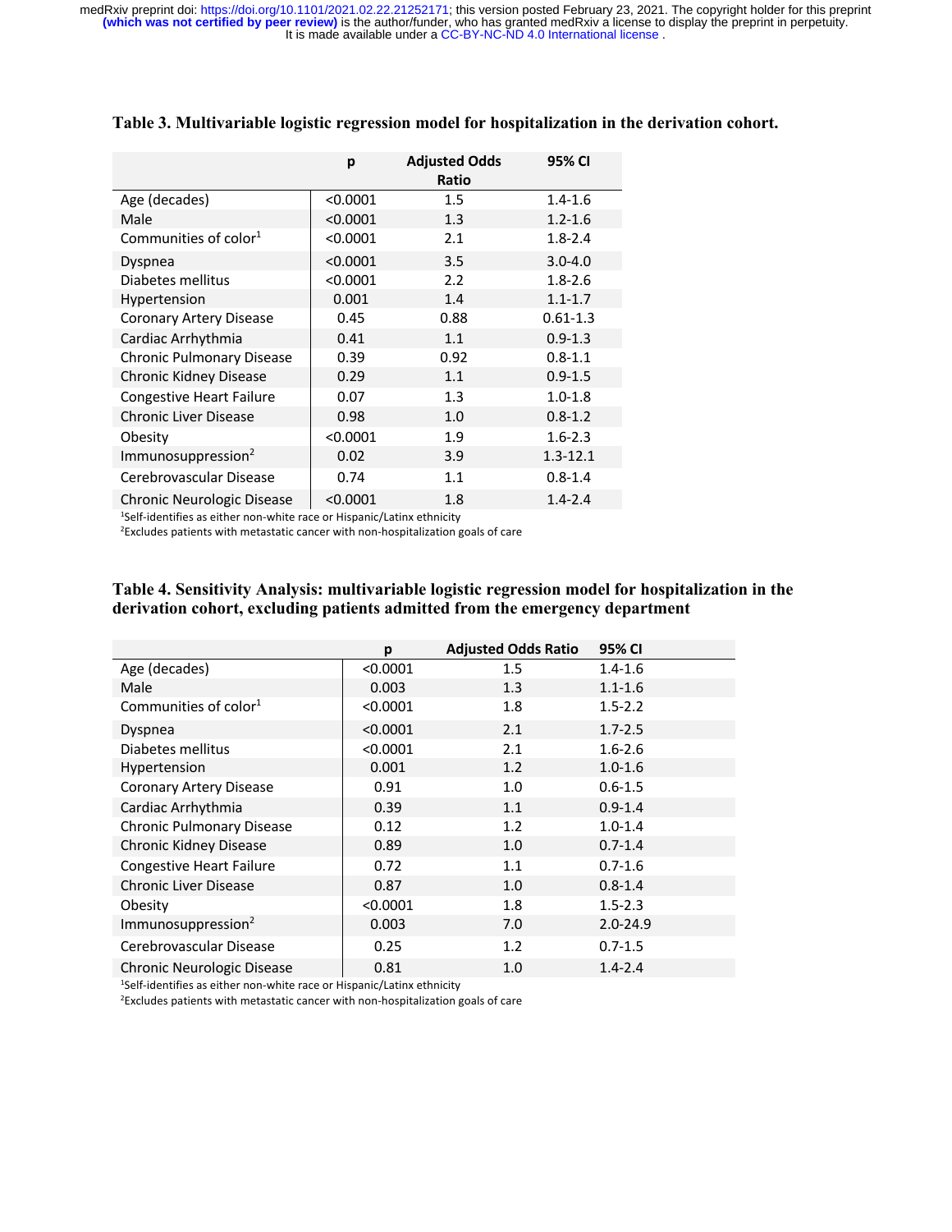**Table 3. Multivariable logistic regression model for hospitalization in the derivation cohort.**

| | p | Adjusted Odds Ratio | 95% CI |
|---|---|---|---|
| Age (decades) | <0.0001 | 1.5 | 1.4-1.6 |
| Male | <0.0001 | 1.3 | 1.2-1.6 |
| Communities of color[1] | <0.0001 | 2.1 | 1.8-2.4 |
| Dyspnea | <0.0001 | 3.5 | 3.0-4.0 |
| Diabetes mellitus | <0.0001 | 2.2 | 1.8-2.6 |
| Hypertension | 0.001 | 1.4 | 1.1-1.7 |
| Coronary Artery Disease | 0.45 | 0.88 | 0.61-1.3 |
| Cardiac Arrhythmia | 0.41 | 1.1 | 0.9-1.3 |
| Chronic Pulmonary Disease | 0.39 | 0.92 | 0.8-1.1 |
| Chronic Kidney Disease | 0.29 | 1.1 | 0.9-1.5 |
| Congestive Heart Failure | 0.07 | 1.3 | 1.0-1.8 |
| Chronic Liver Disease | 0.98 | 1.0 | 0.8-1.2 |
| Obesity | <0.0001 | 1.9 | 1.6-2.3 |
| Immunosuppression[2] | 0.02 | 3.9 | 1.3-12.1 |
| Cerebrovascular Disease | 0.74 | 1.1 | 0.8-1.4 |
| Chronic Neurologic Disease | <0.0001 | 1.8 | 1.4-2.4 |

[1]Self-identifies as either non-white race or Hispanic/Latinx ethnicity
[2]Excludes patients with metastatic cancer with non-hospitalization goals of care

**Table 4. Sensitivity Analysis: multivariable logistic regression model for hospitalization in the derivation cohort, excluding patients admitted from the emergency department**

| | p | Adjusted Odds Ratio | 95% CI |
|---|---|---|---|
| Age (decades) | <0.0001 | 1.5 | 1.4-1.6 |
| Male | 0.003 | 1.3 | 1.1-1.6 |
| Communities of color[1] | <0.0001 | 1.8 | 1.5-2.2 |
| Dyspnea | <0.0001 | 2.1 | 1.7-2.5 |
| Diabetes mellitus | <0.0001 | 2.1 | 1.6-2.6 |
| Hypertension | 0.001 | 1.2 | 1.0-1.6 |
| Coronary Artery Disease | 0.91 | 1.0 | 0.6-1.5 |
| Cardiac Arrhythmia | 0.39 | 1.1 | 0.9-1.4 |
| Chronic Pulmonary Disease | 0.12 | 1.2 | 1.0-1.4 |
| Chronic Kidney Disease | 0.89 | 1.0 | 0.7-1.4 |
| Congestive Heart Failure | 0.72 | 1.1 | 0.7-1.6 |
| Chronic Liver Disease | 0.87 | 1.0 | 0.8-1.4 |
| Obesity | <0.0001 | 1.8 | 1.5-2.3 |
| Immunosuppression[2] | 0.003 | 7.0 | 2.0-24.9 |
| Cerebrovascular Disease | 0.25 | 1.2 | 0.7-1.5 |
| Chronic Neurologic Disease | 0.81 | 1.0 | 1.4-2.4 |

[1]Self-identifies as either non-white race or Hispanic/Latinx ethnicity
[2]Excludes patients with metastatic cancer with non-hospitalization goals of care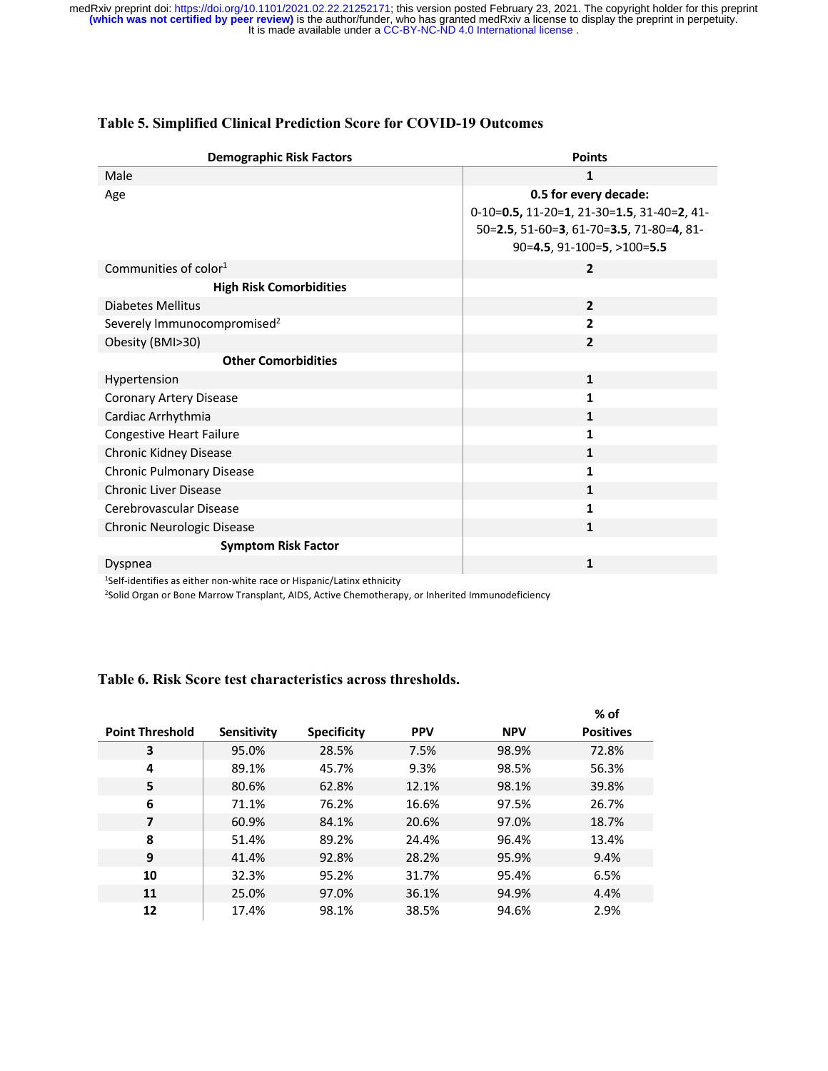**Table 5. Simplified Clinical Prediction Score for COVID-19 Outcomes**

| Demographic Risk Factors | Points |
|---|---|
| Male | **1** |
| Age | **0.5 for every decade:** 0-10=**0.5,** 11-20=**1**, 21-30=**1.5**, 31-40=**2**, 41-50=**2.5**, 51-60=**3**, 61-70=**3.5**, 71-80=**4**, 81-90=**4.5**, 91-100=**5**, >100=**5.5** |
| Communities of color[1] | **2** |
| **High Risk Comorbidities** | |
| Diabetes Mellitus | **2** |
| Severely Immunocompromised[2] | **2** |
| Obesity (BMI>30) | **2** |
| **Other Comorbidities** | |
| Hypertension | **1** |
| Coronary Artery Disease | **1** |
| Cardiac Arrhythmia | **1** |
| Congestive Heart Failure | **1** |
| Chronic Kidney Disease | **1** |
| Chronic Pulmonary Disease | **1** |
| Chronic Liver Disease | **1** |
| Cerebrovascular Disease | **1** |
| Chronic Neurologic Disease | **1** |
| **Symptom Risk Factor** | |
| Dyspnea | **1** |

[1]Self-identifies as either non-white race or Hispanic/Latinx ethnicity

[2]Solid Organ or Bone Marrow Transplant, AIDS, Active Chemotherapy, or Inherited Immunodeficiency

**Table 6. Risk Score test characteristics across thresholds.**

| Point Threshold | Sensitivity | Specificity | PPV | NPV | % of Positives |
|---|---|---|---|---|---|
| **3** | 95.0% | 28.5% | 7.5% | 98.9% | 72.8% |
| **4** | 89.1% | 45.7% | 9.3% | 98.5% | 56.3% |
| **5** | 80.6% | 62.8% | 12.1% | 98.1% | 39.8% |
| **6** | 71.1% | 76.2% | 16.6% | 97.5% | 26.7% |
| **7** | 60.9% | 84.1% | 20.6% | 97.0% | 18.7% |
| **8** | 51.4% | 89.2% | 24.4% | 96.4% | 13.4% |
| **9** | 41.4% | 92.8% | 28.2% | 95.9% | 9.4% |
| **10** | 32.3% | 95.2% | 31.7% | 95.4% | 6.5% |
| **11** | 25.0% | 97.0% | 36.1% | 94.9% | 4.4% |
| **12** | 17.4% | 98.1% | 38.5% | 94.6% | 2.9% |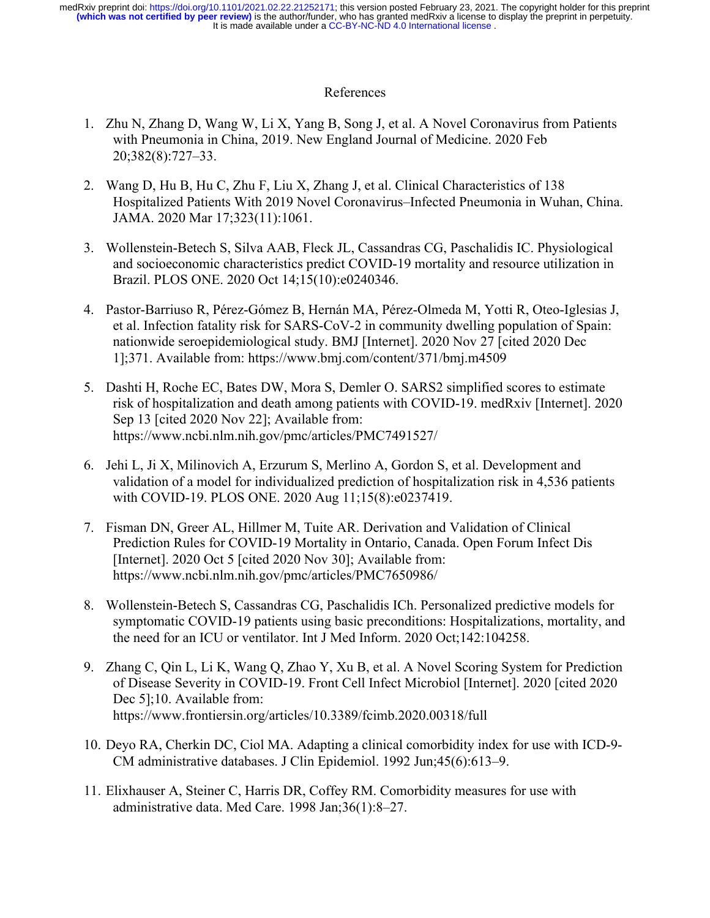# References

1. Zhu N, Zhang D, Wang W, Li X, Yang B, Song J, et al. A Novel Coronavirus from Patients with Pneumonia in China, 2019. New England Journal of Medicine. 2020 Feb 20;382(8):727–33.

2. Wang D, Hu B, Hu C, Zhu F, Liu X, Zhang J, et al. Clinical Characteristics of 138 Hospitalized Patients With 2019 Novel Coronavirus–Infected Pneumonia in Wuhan, China. JAMA. 2020 Mar 17;323(11):1061.

3. Wollenstein-Betech S, Silva AAB, Fleck JL, Cassandras CG, Paschalidis IC. Physiological and socioeconomic characteristics predict COVID-19 mortality and resource utilization in Brazil. PLOS ONE. 2020 Oct 14;15(10):e0240346.

4. Pastor-Barriuso R, Pérez-Gómez B, Hernán MA, Pérez-Olmeda M, Yotti R, Oteo-Iglesias J, et al. Infection fatality risk for SARS-CoV-2 in community dwelling population of Spain: nationwide seroepidemiological study. BMJ [Internet]. 2020 Nov 27 [cited 2020 Dec 1];371. Available from: https://www.bmj.com/content/371/bmj.m4509

5. Dashti H, Roche EC, Bates DW, Mora S, Demler O. SARS2 simplified scores to estimate risk of hospitalization and death among patients with COVID-19. medRxiv [Internet]. 2020 Sep 13 [cited 2020 Nov 22]; Available from: https://www.ncbi.nlm.nih.gov/pmc/articles/PMC7491527/

6. Jehi L, Ji X, Milinovich A, Erzurum S, Merlino A, Gordon S, et al. Development and validation of a model for individualized prediction of hospitalization risk in 4,536 patients with COVID-19. PLOS ONE. 2020 Aug 11;15(8):e0237419.

7. Fisman DN, Greer AL, Hillmer M, Tuite AR. Derivation and Validation of Clinical Prediction Rules for COVID-19 Mortality in Ontario, Canada. Open Forum Infect Dis [Internet]. 2020 Oct 5 [cited 2020 Nov 30]; Available from: https://www.ncbi.nlm.nih.gov/pmc/articles/PMC7650986/

8. Wollenstein-Betech S, Cassandras CG, Paschalidis ICh. Personalized predictive models for symptomatic COVID-19 patients using basic preconditions: Hospitalizations, mortality, and the need for an ICU or ventilator. Int J Med Inform. 2020 Oct;142:104258.

9. Zhang C, Qin L, Li K, Wang Q, Zhao Y, Xu B, et al. A Novel Scoring System for Prediction of Disease Severity in COVID-19. Front Cell Infect Microbiol [Internet]. 2020 [cited 2020 Dec 5];10. Available from: https://www.frontiersin.org/articles/10.3389/fcimb.2020.00318/full

10. Deyo RA, Cherkin DC, Ciol MA. Adapting a clinical comorbidity index for use with ICD-9-CM administrative databases. J Clin Epidemiol. 1992 Jun;45(6):613–9.

11. Elixhauser A, Steiner C, Harris DR, Coffey RM. Comorbidity measures for use with administrative data. Med Care. 1998 Jan;36(1):8–27.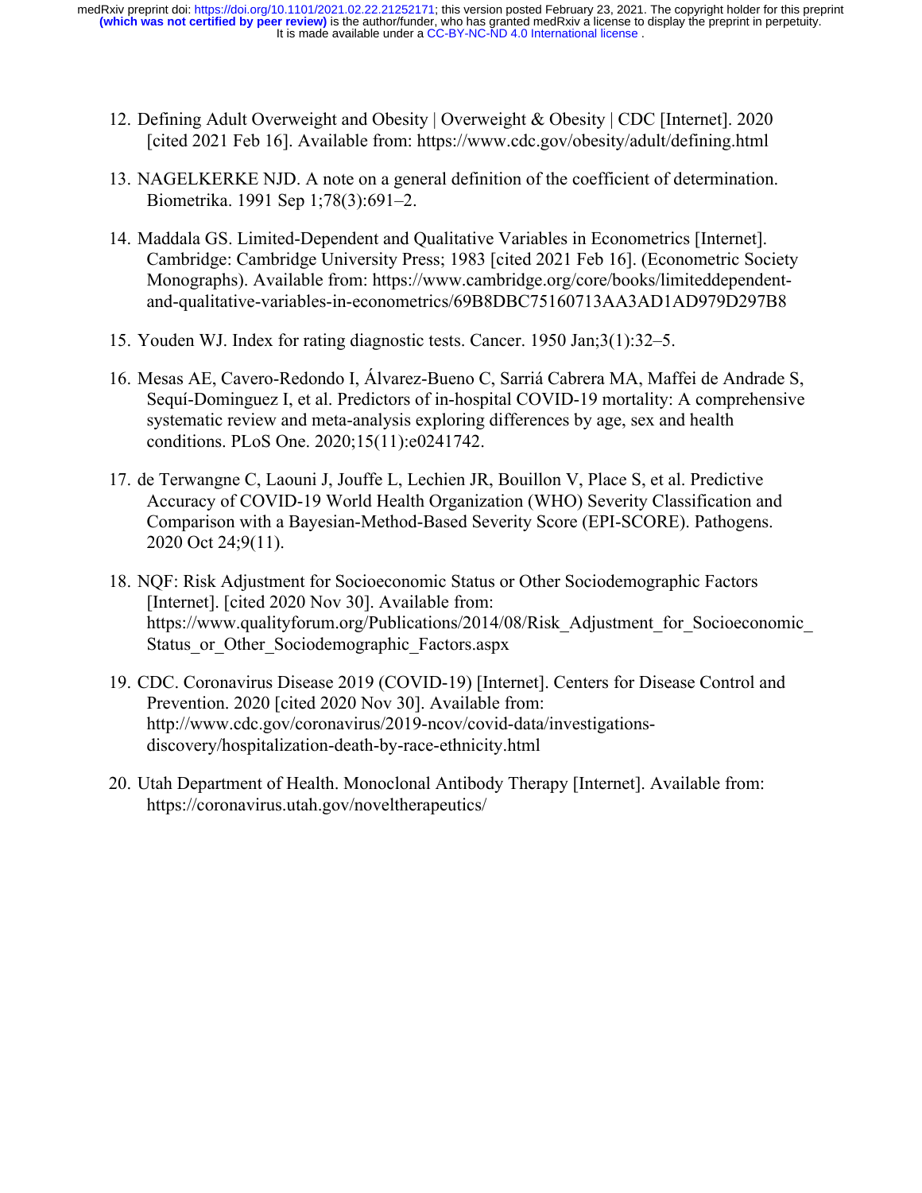12. Defining Adult Overweight and Obesity | Overweight & Obesity | CDC [Internet]. 2020 [cited 2021 Feb 16]. Available from: https://www.cdc.gov/obesity/adult/defining.html

13. NAGELKERKE NJD. A note on a general definition of the coefficient of determination. Biometrika. 1991 Sep 1;78(3):691–2.

14. Maddala GS. Limited-Dependent and Qualitative Variables in Econometrics [Internet]. Cambridge: Cambridge University Press; 1983 [cited 2021 Feb 16]. (Econometric Society Monographs). Available from: https://www.cambridge.org/core/books/limiteddependent-and-qualitative-variables-in-econometrics/69B8DBC75160713AA3AD1AD979D297B8

15. Youden WJ. Index for rating diagnostic tests. Cancer. 1950 Jan;3(1):32–5.

16. Mesas AE, Cavero-Redondo I, Álvarez-Bueno C, Sarriá Cabrera MA, Maffei de Andrade S, Sequí-Dominguez I, et al. Predictors of in-hospital COVID-19 mortality: A comprehensive systematic review and meta-analysis exploring differences by age, sex and health conditions. PLoS One. 2020;15(11):e0241742.

17. de Terwangne C, Laouni J, Jouffe L, Lechien JR, Bouillon V, Place S, et al. Predictive Accuracy of COVID-19 World Health Organization (WHO) Severity Classification and Comparison with a Bayesian-Method-Based Severity Score (EPI-SCORE). Pathogens. 2020 Oct 24;9(11).

18. NQF: Risk Adjustment for Socioeconomic Status or Other Sociodemographic Factors [Internet]. [cited 2020 Nov 30]. Available from: https://www.qualityforum.org/Publications/2014/08/Risk_Adjustment_for_Socioeconomic_Status_or_Other_Sociodemographic_Factors.aspx

19. CDC. Coronavirus Disease 2019 (COVID-19) [Internet]. Centers for Disease Control and Prevention. 2020 [cited 2020 Nov 30]. Available from: http://www.cdc.gov/coronavirus/2019-ncov/covid-data/investigations-discovery/hospitalization-death-by-race-ethnicity.html

20. Utah Department of Health. Monoclonal Antibody Therapy [Internet]. Available from: https://coronavirus.utah.gov/noveltherapeutics/